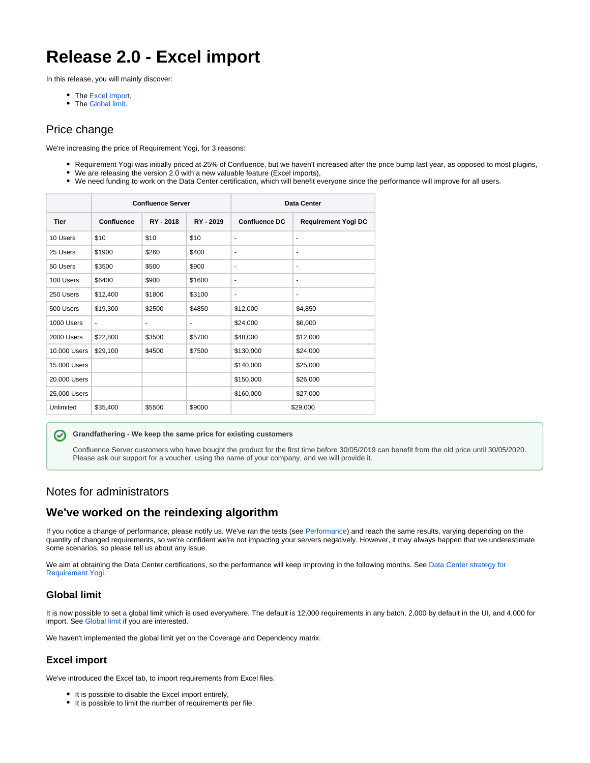# Release 2.0 - Excel import

In this release, you will mainly discover:

- The Excel Import,
- The Global limit.

## Price change

We're increasing the price of Requirement Yogi, for 3 reasons:

- Requirement Yogi was initially priced at 25% of Confluence, but we haven't increased after the price bump last year, as opposed to most plugins,
- We are releasing the version 2.0 with a new valuable feature (Excel imports),
- We need funding to work on the Data Center certification, which will benefit everyone since the performance will improve for all users.

| | Confluence Server | | | Data Center | |
|---|---|---|---|---|---|
| **Tier** | **Confluence** | **RY - 2018** | **RY - 2019** | **Confluence DC** | **Requirement Yogi DC** |
| 10 Users | $10 | $10 | $10 | - | - |
| 25 Users | $1900 | $260 | $400 | - | - |
| 50 Users | $3500 | $500 | $900 | - | - |
| 100 Users | $6400 | $900 | $1600 | - | - |
| 250 Users | $12,400 | $1800 | $3100 | - | - |
| 500 Users | $19,300 | $2500 | $4850 | $12,000 | $4,850 |
| 1000 Users | - | - | - | $24,000 | $6,000 |
| 2000 Users | $22,800 | $3500 | $5700 | $48,000 | $12,000 |
| 10.000 Users | $29,100 | $4500 | $7500 | $130,000 | $24,000 |
| 15.000 Users | | | | $140,000 | $25,000 |
| 20.000 Users | | | | $150,000 | $26,000 |
| 25,000 Users | | | | $160,000 | $27,000 |
| Unlimited | $35,400 | $5500 | $9000 | $29,000 | |

**Grandfathering - We keep the same price for existing customers**

Confluence Server customers who have bought the product for the first time before 30/05/2019 can benefit from the old price until 30/05/2020. Please ask our support for a voucher, using the name of your company, and we will provide it.

## Notes for administrators

## We've worked on the reindexing algorithm

If you notice a change of performance, please notify us. We've ran the tests (see Performance) and reach the same results, varying depending on the quantity of changed requirements, so we're confident we're not impacting your servers negatively. However, it may always happen that we underestimate some scenarios, so please tell us about any issue.

We aim at obtaining the Data Center certifications, so the performance will keep improving in the following months. See Data Center strategy for Requirement Yogi.

### Global limit

It is now possible to set a global limit which is used everywhere. The default is 12,000 requirements in any batch, 2,000 by default in the UI, and 4,000 for import. See Global limit if you are interested.

We haven't implemented the global limit yet on the Coverage and Dependency matrix.

### Excel import

We've introduced the Excel tab, to import requirements from Excel files.

- It is possible to disable the Excel import entirely,
- It is possible to limit the number of requirements per file.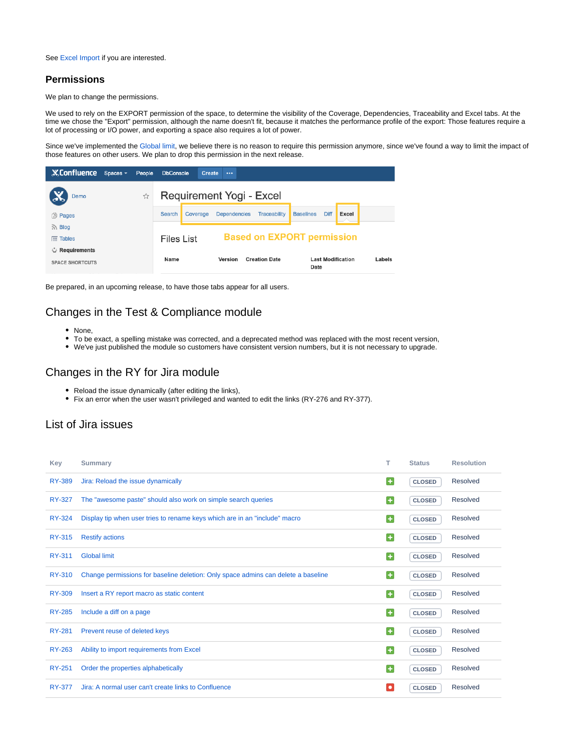See Excel Import if you are interested.

### Permissions

We plan to change the permissions.

We used to rely on the EXPORT permission of the space, to determine the visibility of the Coverage, Dependencies, Traceability and Excel tabs. At the time we chose the "Export" permission, although the name doesn't fit, because it matches the performance profile of the export: Those features require a lot of processing or I/O power, and exporting a space also requires a lot of power.

Since we've implemented the Global limit, we believe there is no reason to require this permission anymore, since we've found a way to limit the impact of those features on other users. We plan to drop this permission in the next release.

Be prepared, in an upcoming release, to have those tabs appear for all users.

## Changes in the Test & Compliance module

- None,
- To be exact, a spelling mistake was corrected, and a deprecated method was replaced with the most recent version,
- We've just published the module so customers have consistent version numbers, but it is not necessary to upgrade.

## Changes in the RY for Jira module

- Reload the issue dynamically (after editing the links),
- Fix an error when the user wasn't privileged and wanted to edit the links (RY-276 and RY-377).

## List of Jira issues

| Key | Summary | T | Status | Resolution |
|---|---|---|---|---|
| RY-389 | Jira: Reload the issue dynamically | + | CLOSED | Resolved |
| RY-327 | The "awesome paste" should also work on simple search queries | + | CLOSED | Resolved |
| RY-324 | Display tip when user tries to rename keys which are in an "include" macro | + | CLOSED | Resolved |
| RY-315 | Restify actions | + | CLOSED | Resolved |
| RY-311 | Global limit | + | CLOSED | Resolved |
| RY-310 | Change permissions for baseline deletion: Only space admins can delete a baseline | + | CLOSED | Resolved |
| RY-309 | Insert a RY report macro as static content | + | CLOSED | Resolved |
| RY-285 | Include a diff on a page | + | CLOSED | Resolved |
| RY-281 | Prevent reuse of deleted keys | + | CLOSED | Resolved |
| RY-263 | Ability to import requirements from Excel | + | CLOSED | Resolved |
| RY-251 | Order the properties alphabetically | + | CLOSED | Resolved |
| RY-377 | Jira: A normal user can't create links to Confluence | ● | CLOSED | Resolved |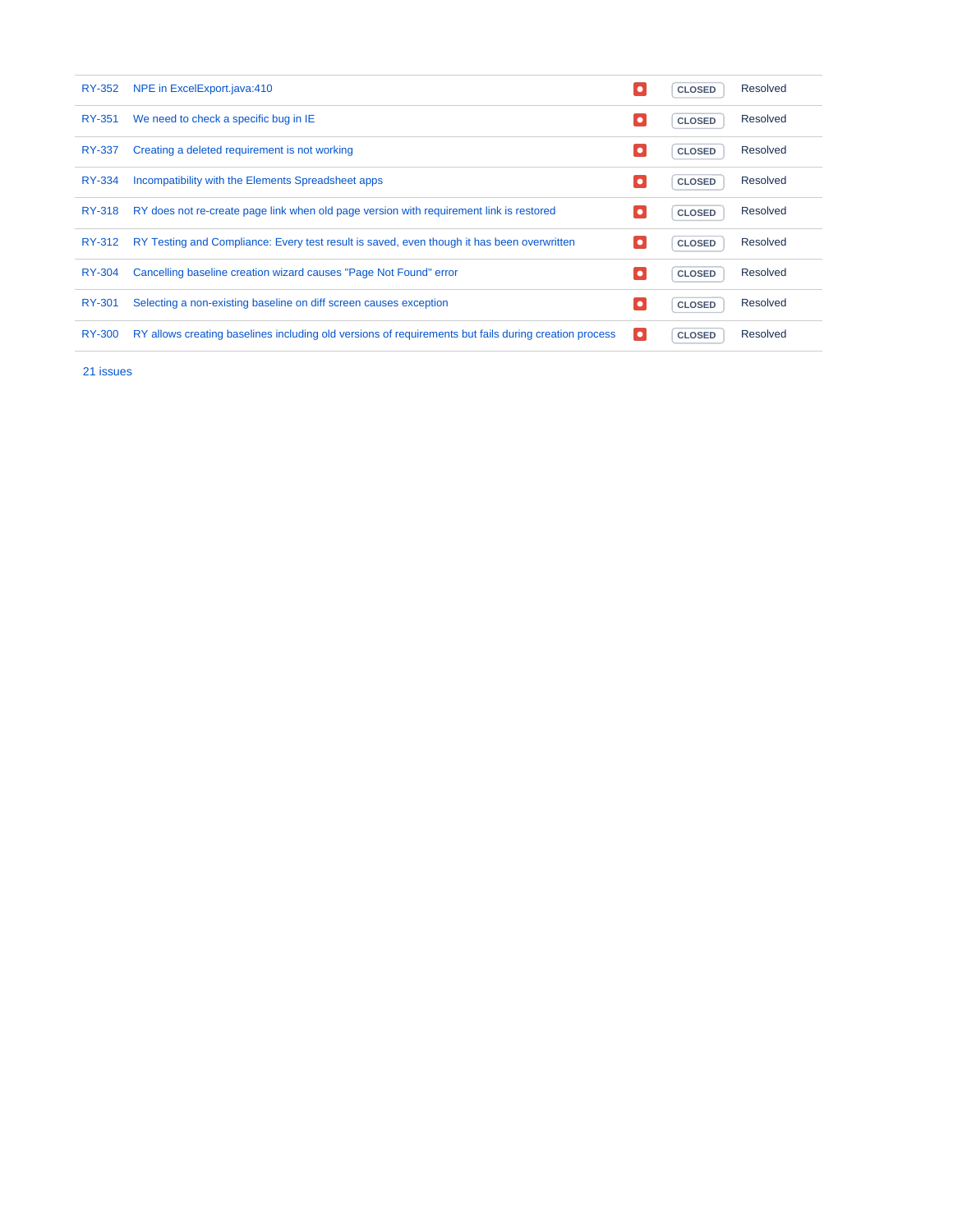| | | | | |
|---|---|---|---|---|
| RY-352 | NPE in ExcelExport.java:410 | | CLOSED | Resolved |
| RY-351 | We need to check a specific bug in IE | | CLOSED | Resolved |
| RY-337 | Creating a deleted requirement is not working | | CLOSED | Resolved |
| RY-334 | Incompatibility with the Elements Spreadsheet apps | | CLOSED | Resolved |
| RY-318 | RY does not re-create page link when old page version with requirement link is restored | | CLOSED | Resolved |
| RY-312 | RY Testing and Compliance: Every test result is saved, even though it has been overwritten | | CLOSED | Resolved |
| RY-304 | Cancelling baseline creation wizard causes "Page Not Found" error | | CLOSED | Resolved |
| RY-301 | Selecting a non-existing baseline on diff screen causes exception | | CLOSED | Resolved |
| RY-300 | RY allows creating baselines including old versions of requirements but fails during creation process | | CLOSED | Resolved |

21 issues